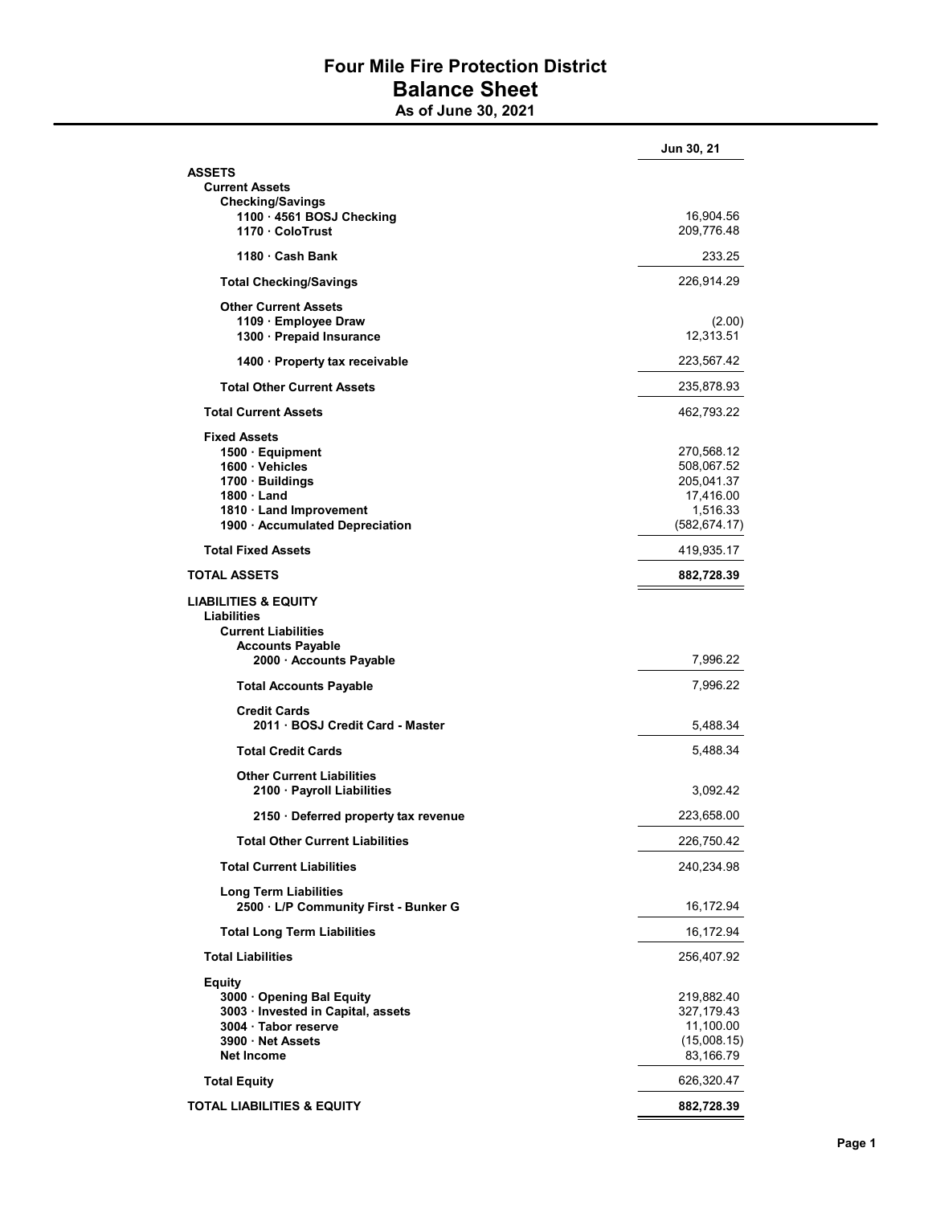# Four Mile Fire Protection District

## Balance Sheet

### As of June 30, 2021

| | Jun 30, 21 |
|---|---:|
| **ASSETS** | |
| **Current Assets** | |
| **Checking/Savings** | |
| **1100 · 4561 BOSJ Checking** | 16,904.56 |
| **1170 · ColoTrust** | 209,776.48 |
| **1180 · Cash Bank** | 233.25 |
| **Total Checking/Savings** | 226,914.29 |
| **Other Current Assets** | |
| **1109 · Employee Draw** | (2.00) |
| **1300 · Prepaid Insurance** | 12,313.51 |
| **1400 · Property tax receivable** | 223,567.42 |
| **Total Other Current Assets** | 235,878.93 |
| **Total Current Assets** | 462,793.22 |
| **Fixed Assets** | |
| **1500 · Equipment** | 270,568.12 |
| **1600 · Vehicles** | 508,067.52 |
| **1700 · Buildings** | 205,041.37 |
| **1800 · Land** | 17,416.00 |
| **1810 · Land Improvement** | 1,516.33 |
| **1900 · Accumulated Depreciation** | (582,674.17) |
| **Total Fixed Assets** | 419,935.17 |
| **TOTAL ASSETS** | **882,728.39** |
| **LIABILITIES & EQUITY** | |
| **Liabilities** | |
| **Current Liabilities** | |
| **Accounts Payable** | |
| **2000 · Accounts Payable** | 7,996.22 |
| **Total Accounts Payable** | 7,996.22 |
| **Credit Cards** | |
| **2011 · BOSJ Credit Card - Master** | 5,488.34 |
| **Total Credit Cards** | 5,488.34 |
| **Other Current Liabilities** | |
| **2100 · Payroll Liabilities** | 3,092.42 |
| **2150 · Deferred property tax revenue** | 223,658.00 |
| **Total Other Current Liabilities** | 226,750.42 |
| **Total Current Liabilities** | 240,234.98 |
| **Long Term Liabilities** | |
| **2500 · L/P Community First - Bunker G** | 16,172.94 |
| **Total Long Term Liabilities** | 16,172.94 |
| **Total Liabilities** | 256,407.92 |
| **Equity** | |
| **3000 · Opening Bal Equity** | 219,882.40 |
| **3003 · Invested in Capital, assets** | 327,179.43 |
| **3004 · Tabor reserve** | 11,100.00 |
| **3900 · Net Assets** | (15,008.15) |
| **Net Income** | 83,166.79 |
| **Total Equity** | 626,320.47 |
| **TOTAL LIABILITIES & EQUITY** | **882,728.39** |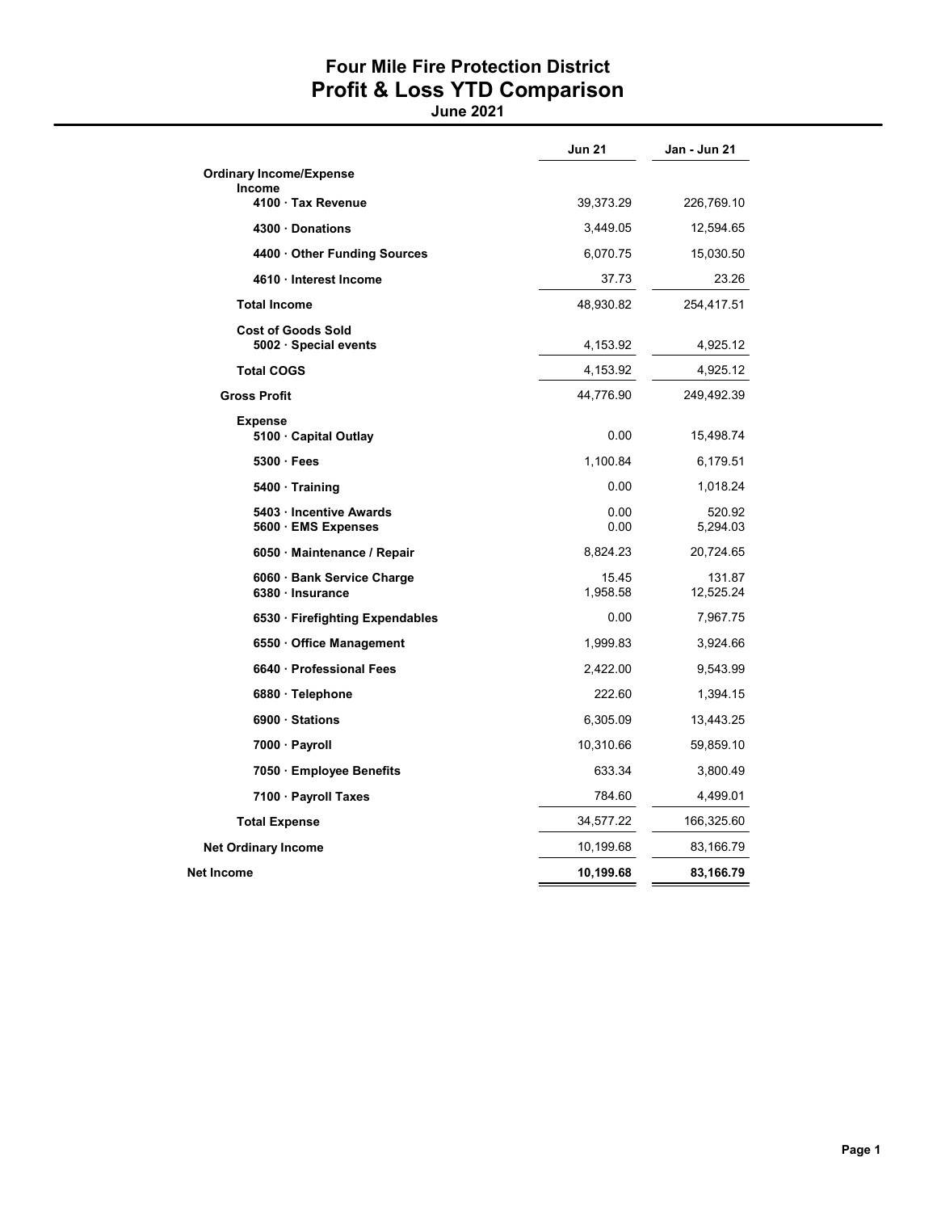# Four Mile Fire Protection District
## Profit & Loss YTD Comparison
**June 2021**

| | Jun 21 | Jan - Jun 21 |
|---|---|---|
| **Ordinary Income/Expense** | | |
| **Income** | | |
| 4100 · Tax Revenue | 39,373.29 | 226,769.10 |
| 4300 · Donations | 3,449.05 | 12,594.65 |
| 4400 · Other Funding Sources | 6,070.75 | 15,030.50 |
| 4610 · Interest Income | 37.73 | 23.26 |
| **Total Income** | 48,930.82 | 254,417.51 |
| **Cost of Goods Sold** | | |
| 5002 · Special events | 4,153.92 | 4,925.12 |
| **Total COGS** | 4,153.92 | 4,925.12 |
| **Gross Profit** | 44,776.90 | 249,492.39 |
| **Expense** | | |
| 5100 · Capital Outlay | 0.00 | 15,498.74 |
| 5300 · Fees | 1,100.84 | 6,179.51 |
| 5400 · Training | 0.00 | 1,018.24 |
| 5403 · Incentive Awards | 0.00 | 520.92 |
| 5600 · EMS Expenses | 0.00 | 5,294.03 |
| 6050 · Maintenance / Repair | 8,824.23 | 20,724.65 |
| 6060 · Bank Service Charge | 15.45 | 131.87 |
| 6380 · Insurance | 1,958.58 | 12,525.24 |
| 6530 · Firefighting Expendables | 0.00 | 7,967.75 |
| 6550 · Office Management | 1,999.83 | 3,924.66 |
| 6640 · Professional Fees | 2,422.00 | 9,543.99 |
| 6880 · Telephone | 222.60 | 1,394.15 |
| 6900 · Stations | 6,305.09 | 13,443.25 |
| 7000 · Payroll | 10,310.66 | 59,859.10 |
| 7050 · Employee Benefits | 633.34 | 3,800.49 |
| 7100 · Payroll Taxes | 784.60 | 4,499.01 |
| **Total Expense** | 34,577.22 | 166,325.60 |
| **Net Ordinary Income** | 10,199.68 | 83,166.79 |
| **Net Income** | **10,199.68** | **83,166.79** |